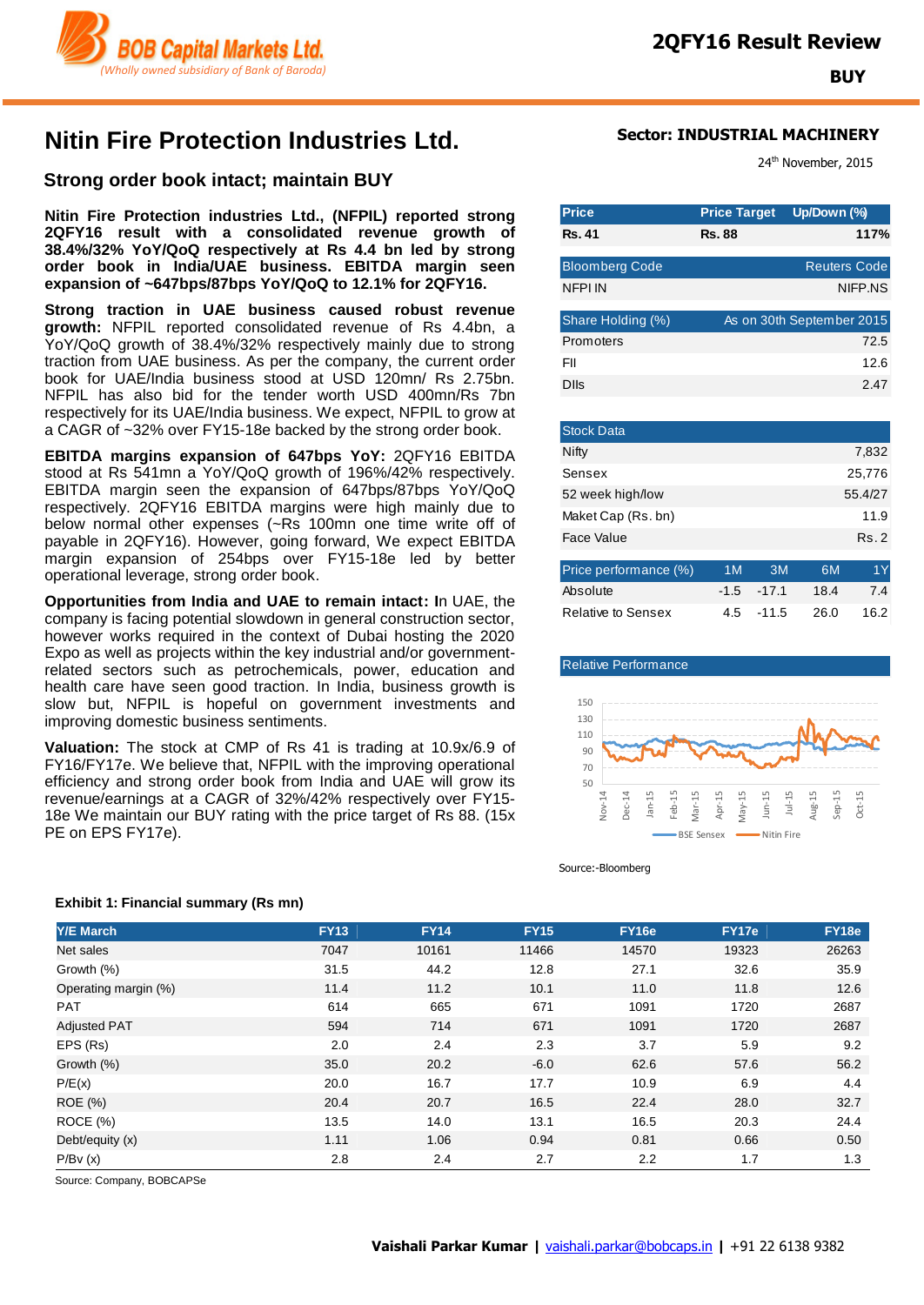BOB Capital Markets Ltd.
*(Wholly owned subsidiary of Bank of Baroda)*

**2QFY16 Result Review**

**BUY**

# Nitin Fire Protection Industries Ltd.

**Sector: INDUSTRIAL MACHINERY**

24th November, 2015

## Strong order book intact; maintain BUY

**Nitin Fire Protection industries Ltd., (NFPIL) reported strong 2QFY16 result with a consolidated revenue growth of 38.4%/32% YoY/QoQ respectively at Rs 4.4 bn led by strong order book in India/UAE business. EBITDA margin seen expansion of ~647bps/87bps YoY/QoQ to 12.1% for 2QFY16.**

**Strong traction in UAE business caused robust revenue growth:** NFPIL reported consolidated revenue of Rs 4.4bn, a YoY/QoQ growth of 38.4%/32% respectively mainly due to strong traction from UAE business. As per the company, the current order book for UAE/India business stood at USD 120mn/ Rs 2.75bn. NFPIL has also bid for the tender worth USD 400mn/Rs 7bn respectively for its UAE/India business. We expect, NFPIL to grow at a CAGR of ~32% over FY15-18e backed by the strong order book.

**EBITDA margins expansion of 647bps YoY:** 2QFY16 EBITDA stood at Rs 541mn a YoY/QoQ growth of 196%/42% respectively. EBITDA margin seen the expansion of 647bps/87bps YoY/QoQ respectively. 2QFY16 EBITDA margins were high mainly due to below normal other expenses (~Rs 100mn one time write off of payable in 2QFY16). However, going forward, We expect EBITDA margin expansion of 254bps over FY15-18e led by better operational leverage, strong order book.

**Opportunities from India and UAE to remain intact:** In UAE, the company is facing potential slowdown in general construction sector, however works required in the context of Dubai hosting the 2020 Expo as well as projects within the key industrial and/or government-related sectors such as petrochemicals, power, education and health care have seen good traction. In India, business growth is slow but, NFPIL is hopeful on government investments and improving domestic business sentiments.

**Valuation:** The stock at CMP of Rs 41 is trading at 10.9x/6.9 of FY16/FY17e. We believe that, NFPIL with the improving operational efficiency and strong order book from India and UAE will grow its revenue/earnings at a CAGR of 32%/42% respectively over FY15-18e We maintain our BUY rating with the price target of Rs 88. (15x PE on EPS FY17e).

| Price | Price Target | Up/Down (%) |
|---|---|---|
| Rs. 41 | Rs. 88 | 117% |

| Bloomberg Code | Reuters Code |
|---|---|
| NFPI IN | NIFP.NS |

| Share Holding (%) | As on 30th September 2015 |
|---|---|
| Promoters | 72.5 |
| FII | 12.6 |
| DIIs | 2.47 |

| Stock Data | |
|---|---|
| Nifty | 7,832 |
| Sensex | 25,776 |
| 52 week high/low | 55.4/27 |
| Maket Cap (Rs. bn) | 11.9 |
| Face Value | Rs. 2 |

| Price performance (%) | 1M | 3M | 6M | 1Y |
|---|---|---|---|---|
| Absolute | -1.5 | -17.1 | 18.4 | 7.4 |
| Relative to Sensex | 4.5 | -11.5 | 26.0 | 16.2 |

Relative Performance

BSE Sensex — Nitin Fire

Source:-Bloomberg

**Exhibit 1: Financial summary (Rs mn)**

| Y/E March | FY13 | FY14 | FY15 | FY16e | FY17e | FY18e |
|---|---|---|---|---|---|---|
| Net sales | 7047 | 10161 | 11466 | 14570 | 19323 | 26263 |
| Growth (%) | 31.5 | 44.2 | 12.8 | 27.1 | 32.6 | 35.9 |
| Operating margin (%) | 11.4 | 11.2 | 10.1 | 11.0 | 11.8 | 12.6 |
| PAT | 614 | 665 | 671 | 1091 | 1720 | 2687 |
| Adjusted PAT | 594 | 714 | 671 | 1091 | 1720 | 2687 |
| EPS (Rs) | 2.0 | 2.4 | 2.3 | 3.7 | 5.9 | 9.2 |
| Growth (%) | 35.0 | 20.2 | -6.0 | 62.6 | 57.6 | 56.2 |
| P/E(x) | 20.0 | 16.7 | 17.7 | 10.9 | 6.9 | 4.4 |
| ROE (%) | 20.4 | 20.7 | 16.5 | 22.4 | 28.0 | 32.7 |
| ROCE (%) | 13.5 | 14.0 | 13.1 | 16.5 | 20.3 | 24.4 |
| Debt/equity (x) | 1.11 | 1.06 | 0.94 | 0.81 | 0.66 | 0.50 |
| P/Bv (x) | 2.8 | 2.4 | 2.7 | 2.2 | 1.7 | 1.3 |

Source: Company, BOBCAPSe

**Vaishali Parkar Kumar** | vaishali.parkar@bobcaps.in | +91 22 6138 9382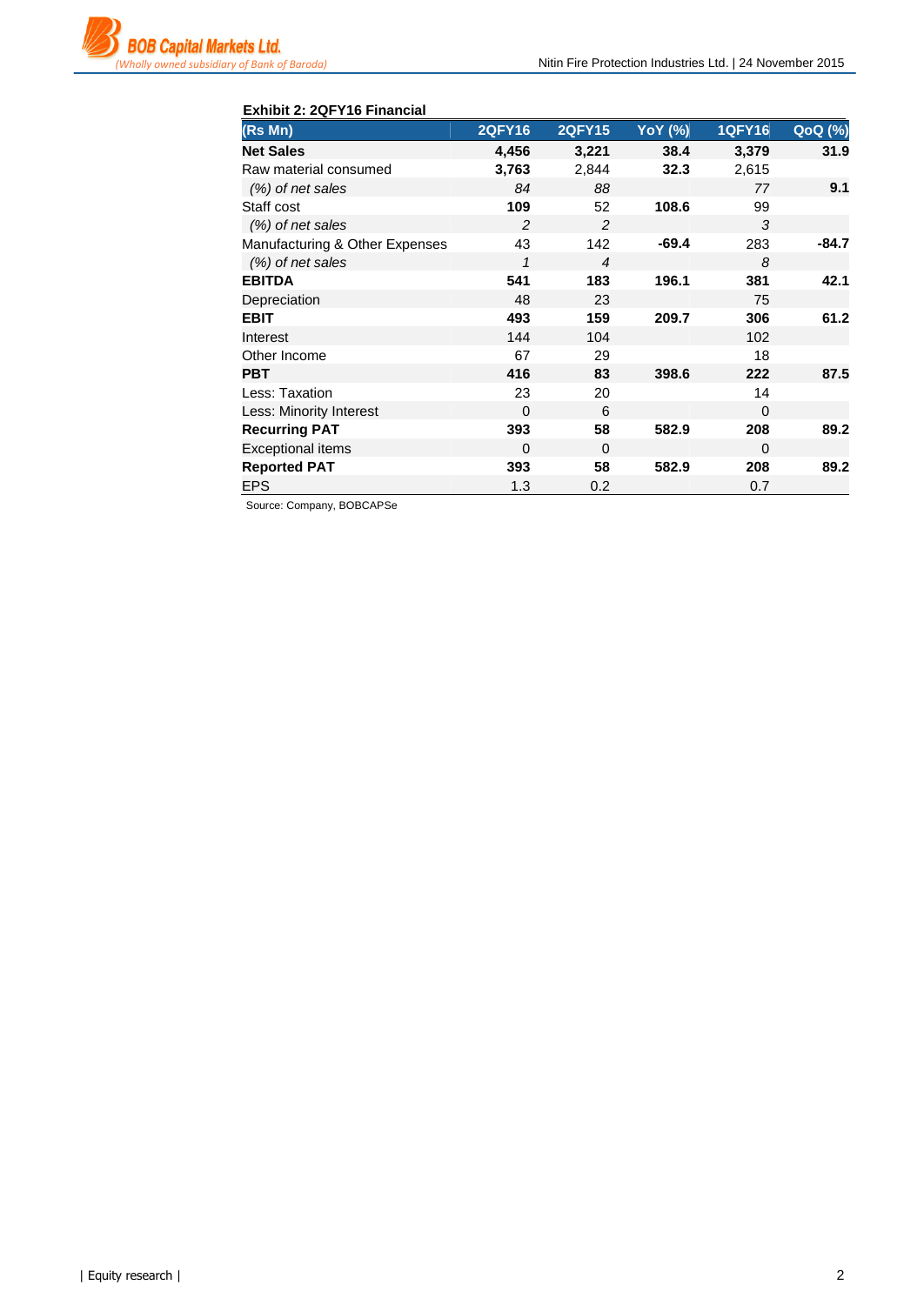**Exhibit 2: 2QFY16 Financial**

| (Rs Mn) | 2QFY16 | 2QFY15 | YoY (%) | 1QFY16 | QoQ (%) |
|---|---|---|---|---|---|
| **Net Sales** | **4,456** | **3,221** | **38.4** | **3,379** | **31.9** |
| Raw material consumed | **3,763** | 2,844 | **32.3** | 2,615 | |
| *(%) of net sales* | *84* | *88* | | *77* | **9.1** |
| Staff cost | **109** | 52 | **108.6** | 99 | |
| *(%) of net sales* | *2* | *2* | | *3* | |
| Manufacturing & Other Expenses | 43 | 142 | **-69.4** | 283 | **-84.7** |
| *(%) of net sales* | *1* | *4* | | *8* | |
| **EBITDA** | **541** | **183** | **196.1** | **381** | **42.1** |
| Depreciation | 48 | 23 | | 75 | |
| **EBIT** | **493** | **159** | **209.7** | **306** | **61.2** |
| Interest | 144 | 104 | | 102 | |
| Other Income | 67 | 29 | | 18 | |
| **PBT** | **416** | **83** | **398.6** | **222** | **87.5** |
| Less: Taxation | 23 | 20 | | 14 | |
| Less: Minority Interest | 0 | 6 | | 0 | |
| **Recurring PAT** | **393** | **58** | **582.9** | **208** | **89.2** |
| Exceptional items | 0 | 0 | | 0 | |
| **Reported PAT** | **393** | **58** | **582.9** | **208** | **89.2** |
| EPS | 1.3 | 0.2 | | 0.7 | |

Source: Company, BOBCAPSe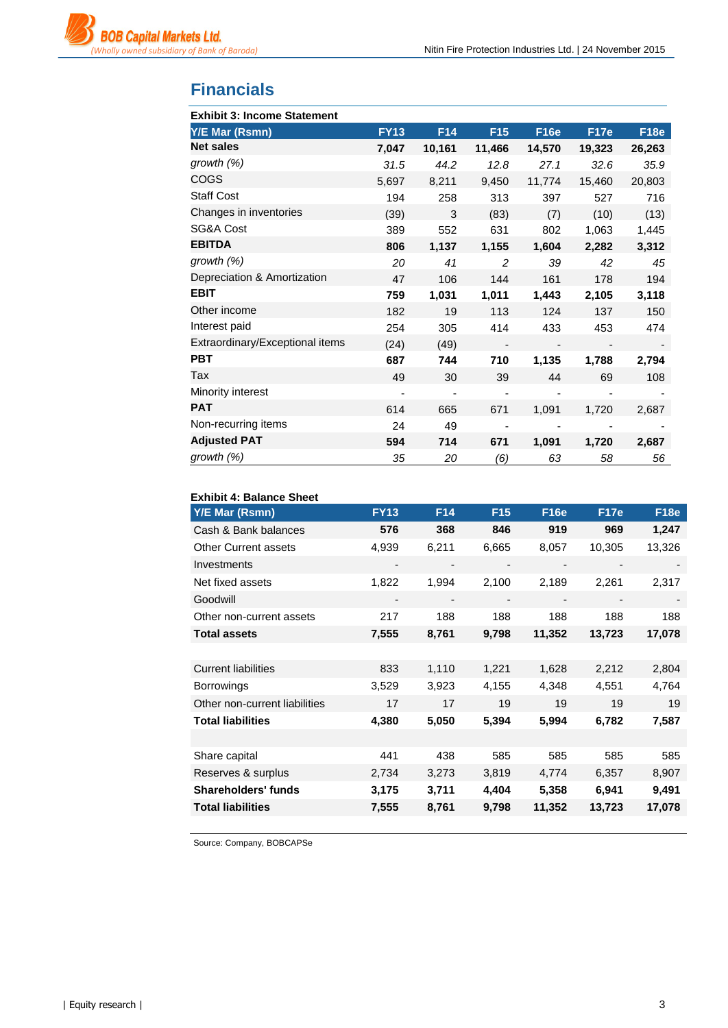# Financials

**Exhibit 3: Income Statement**

| Y/E Mar (Rsmn) | FY13 | F14 | F15 | F16e | F17e | F18e |
|---|---|---|---|---|---|---|
| **Net sales** | **7,047** | **10,161** | **11,466** | **14,570** | **19,323** | **26,263** |
| *growth (%)* | *31.5* | *44.2* | *12.8* | *27.1* | *32.6* | *35.9* |
| COGS | 5,697 | 8,211 | 9,450 | 11,774 | 15,460 | 20,803 |
| Staff Cost | 194 | 258 | 313 | 397 | 527 | 716 |
| Changes in inventories | (39) | 3 | (83) | (7) | (10) | (13) |
| SG&A Cost | 389 | 552 | 631 | 802 | 1,063 | 1,445 |
| **EBITDA** | **806** | **1,137** | **1,155** | **1,604** | **2,282** | **3,312** |
| *growth (%)* | *20* | *41* | *2* | *39* | *42* | *45* |
| Depreciation & Amortization | 47 | 106 | 144 | 161 | 178 | 194 |
| **EBIT** | **759** | **1,031** | **1,011** | **1,443** | **2,105** | **3,118** |
| Other income | 182 | 19 | 113 | 124 | 137 | 150 |
| Interest paid | 254 | 305 | 414 | 433 | 453 | 474 |
| Extraordinary/Exceptional items | (24) | (49) | - | - | - | - |
| **PBT** | **687** | **744** | **710** | **1,135** | **1,788** | **2,794** |
| Tax | 49 | 30 | 39 | 44 | 69 | 108 |
| Minority interest | - | - | - | - | - | - |
| **PAT** | 614 | 665 | 671 | 1,091 | 1,720 | 2,687 |
| Non-recurring items | 24 | 49 | - | - | - | - |
| **Adjusted PAT** | **594** | **714** | **671** | **1,091** | **1,720** | **2,687** |
| *growth (%)* | *35* | *20* | *(6)* | *63* | *58* | *56* |

**Exhibit 4: Balance Sheet**

| Y/E Mar (Rsmn) | FY13 | F14 | F15 | F16e | F17e | F18e |
|---|---|---|---|---|---|---|
| Cash & Bank balances | **576** | **368** | **846** | **919** | **969** | **1,247** |
| Other Current assets | 4,939 | 6,211 | 6,665 | 8,057 | 10,305 | 13,326 |
| Investments | - | - | - | - | - | - |
| Net fixed assets | 1,822 | 1,994 | 2,100 | 2,189 | 2,261 | 2,317 |
| Goodwill | - | - | - | - | - | - |
| Other non-current assets | 217 | 188 | 188 | 188 | 188 | 188 |
| **Total assets** | **7,555** | **8,761** | **9,798** | **11,352** | **13,723** | **17,078** |
| | | | | | | |
| Current liabilities | 833 | 1,110 | 1,221 | 1,628 | 2,212 | 2,804 |
| Borrowings | 3,529 | 3,923 | 4,155 | 4,348 | 4,551 | 4,764 |
| Other non-current liabilities | 17 | 17 | 19 | 19 | 19 | 19 |
| **Total liabilities** | **4,380** | **5,050** | **5,394** | **5,994** | **6,782** | **7,587** |
| | | | | | | |
| Share capital | 441 | 438 | 585 | 585 | 585 | 585 |
| Reserves & surplus | 2,734 | 3,273 | 3,819 | 4,774 | 6,357 | 8,907 |
| **Shareholders' funds** | **3,175** | **3,711** | **4,404** | **5,358** | **6,941** | **9,491** |
| **Total liabilities** | **7,555** | **8,761** | **9,798** | **11,352** | **13,723** | **17,078** |

Source: Company, BOBCAPSe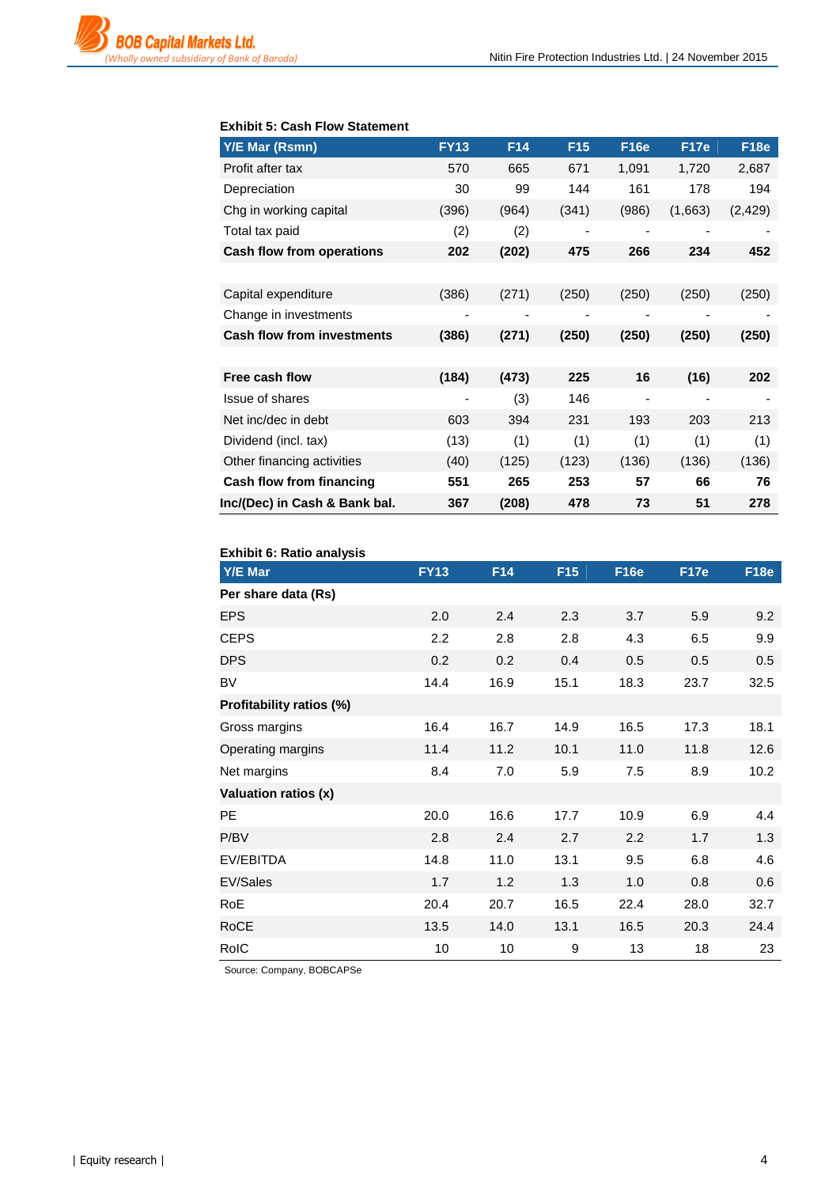**Exhibit 5: Cash Flow Statement**

| Y/E Mar (Rsmn) | FY13 | F14 | F15 | F16e | F17e | F18e |
|---|---|---|---|---|---|---|
| Profit after tax | 570 | 665 | 671 | 1,091 | 1,720 | 2,687 |
| Depreciation | 30 | 99 | 144 | 161 | 178 | 194 |
| Chg in working capital | (396) | (964) | (341) | (986) | (1,663) | (2,429) |
| Total tax paid | (2) | (2) | - | - | - | - |
| **Cash flow from operations** | **202** | **(202)** | **475** | **266** | **234** | **452** |
| | | | | | | |
| Capital expenditure | (386) | (271) | (250) | (250) | (250) | (250) |
| Change in investments | - | - | - | - | - | - |
| **Cash flow from investments** | **(386)** | **(271)** | **(250)** | **(250)** | **(250)** | **(250)** |
| | | | | | | |
| **Free cash flow** | **(184)** | **(473)** | **225** | **16** | **(16)** | **202** |
| Issue of shares | - | (3) | 146 | - | - | - |
| Net inc/dec in debt | 603 | 394 | 231 | 193 | 203 | 213 |
| Dividend (incl. tax) | (13) | (1) | (1) | (1) | (1) | (1) |
| Other financing activities | (40) | (125) | (123) | (136) | (136) | (136) |
| **Cash flow from financing** | **551** | **265** | **253** | **57** | **66** | **76** |
| **Inc/(Dec) in Cash & Bank bal.** | **367** | **(208)** | **478** | **73** | **51** | **278** |

**Exhibit 6: Ratio analysis**

| Y/E Mar | FY13 | F14 | F15 | F16e | F17e | F18e |
|---|---|---|---|---|---|---|
| **Per share data (Rs)** | | | | | | |
| EPS | 2.0 | 2.4 | 2.3 | 3.7 | 5.9 | 9.2 |
| CEPS | 2.2 | 2.8 | 2.8 | 4.3 | 6.5 | 9.9 |
| DPS | 0.2 | 0.2 | 0.4 | 0.5 | 0.5 | 0.5 |
| BV | 14.4 | 16.9 | 15.1 | 18.3 | 23.7 | 32.5 |
| **Profitability ratios (%)** | | | | | | |
| Gross margins | 16.4 | 16.7 | 14.9 | 16.5 | 17.3 | 18.1 |
| Operating margins | 11.4 | 11.2 | 10.1 | 11.0 | 11.8 | 12.6 |
| Net margins | 8.4 | 7.0 | 5.9 | 7.5 | 8.9 | 10.2 |
| **Valuation ratios (x)** | | | | | | |
| PE | 20.0 | 16.6 | 17.7 | 10.9 | 6.9 | 4.4 |
| P/BV | 2.8 | 2.4 | 2.7 | 2.2 | 1.7 | 1.3 |
| EV/EBITDA | 14.8 | 11.0 | 13.1 | 9.5 | 6.8 | 4.6 |
| EV/Sales | 1.7 | 1.2 | 1.3 | 1.0 | 0.8 | 0.6 |
| RoE | 20.4 | 20.7 | 16.5 | 22.4 | 28.0 | 32.7 |
| RoCE | 13.5 | 14.0 | 13.1 | 16.5 | 20.3 | 24.4 |
| RoIC | 10 | 10 | 9 | 13 | 18 | 23 |

Source: Company, BOBCAPSe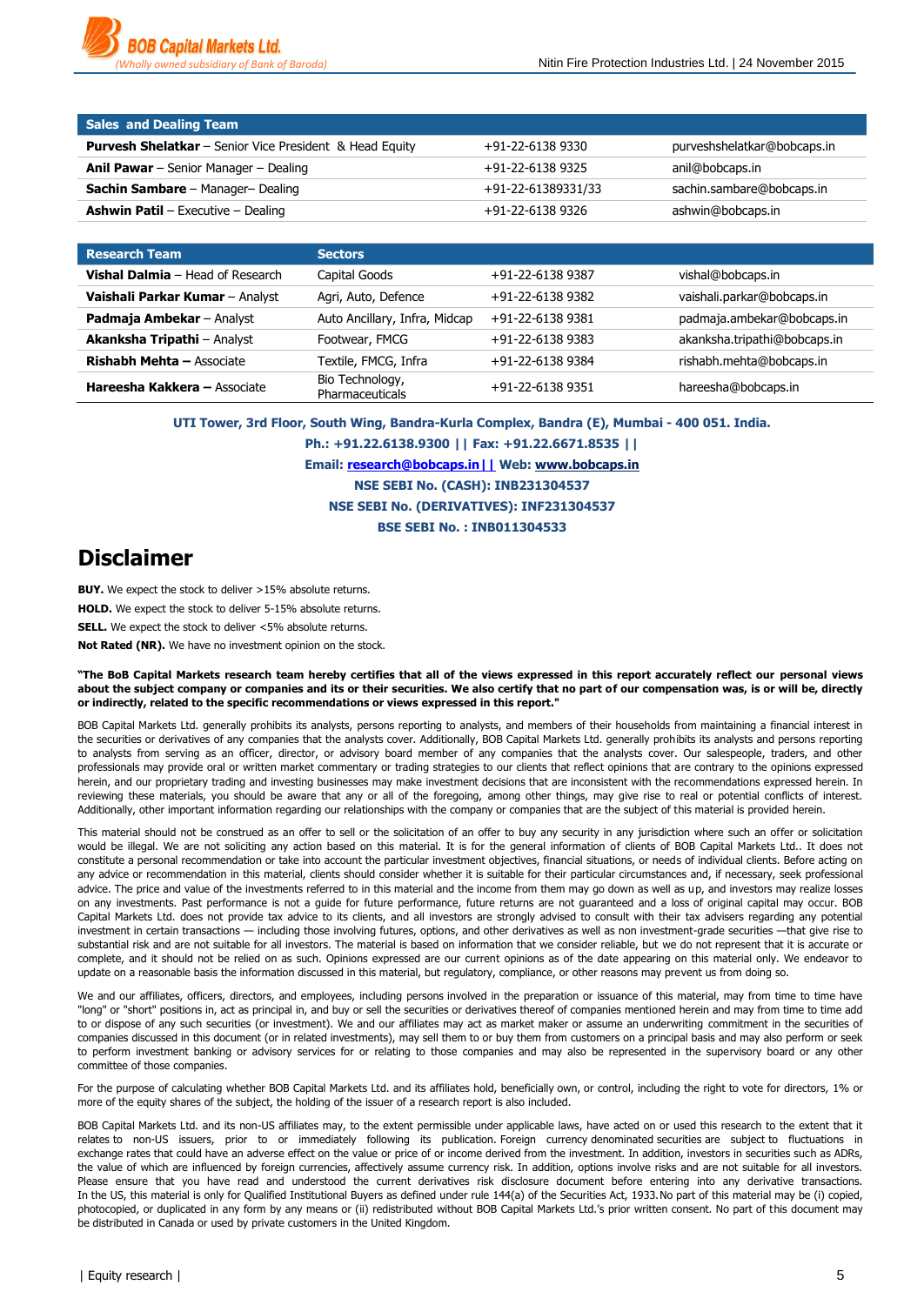| Sales and Dealing Team | | |
|---|---|---|
| **Purvesh Shelatkar** – Senior Vice President & Head Equity | +91-22-6138 9330 | purveshshelatkar@bobcaps.in |
| **Anil Pawar** – Senior Manager – Dealing | +91-22-6138 9325 | anil@bobcaps.in |
| **Sachin Sambare** – Manager– Dealing | +91-22-61389331/33 | sachin.sambare@bobcaps.in |
| **Ashwin Patil** – Executive – Dealing | +91-22-6138 9326 | ashwin@bobcaps.in |

| Research Team | Sectors | | |
|---|---|---|---|
| **Vishal Dalmia** – Head of Research | Capital Goods | +91-22-6138 9387 | vishal@bobcaps.in |
| **Vaishali Parkar Kumar** – Analyst | Agri, Auto, Defence | +91-22-6138 9382 | vaishali.parkar@bobcaps.in |
| **Padmaja Ambekar** – Analyst | Auto Ancillary, Infra, Midcap | +91-22-6138 9381 | padmaja.ambekar@bobcaps.in |
| **Akanksha Tripathi** – Analyst | Footwear, FMCG | +91-22-6138 9383 | akanksha.tripathi@bobcaps.in |
| **Rishabh Mehta** – Associate | Textile, FMCG, Infra | +91-22-6138 9384 | rishabh.mehta@bobcaps.in |
| **Hareesha Kakkera** – Associate | Bio Technology, Pharmaceuticals | +91-22-6138 9351 | hareesha@bobcaps.in |

**UTI Tower, 3rd Floor, South Wing, Bandra-Kurla Complex, Bandra (E), Mumbai - 400 051. India.**

**Ph.: +91.22.6138.9300 | | Fax: +91.22.6671.8535 | |**

**Email: research@bobcaps.in | | Web: www.bobcaps.in**

**NSE SEBI No. (CASH): INB231304537**

**NSE SEBI No. (DERIVATIVES): INF231304537**

**BSE SEBI No. : INB011304533**

# Disclaimer

**BUY.** We expect the stock to deliver >15% absolute returns.

**HOLD.** We expect the stock to deliver 5-15% absolute returns.

**SELL.** We expect the stock to deliver <5% absolute returns.

**Not Rated (NR).** We have no investment opinion on the stock.

**"The BoB Capital Markets research team hereby certifies that all of the views expressed in this report accurately reflect our personal views about the subject company or companies and its or their securities. We also certify that no part of our compensation was, is or will be, directly or indirectly, related to the specific recommendations or views expressed in this report."**

BOB Capital Markets Ltd. generally prohibits its analysts, persons reporting to analysts, and members of their households from maintaining a financial interest in the securities or derivatives of any companies that the analysts cover. Additionally, BOB Capital Markets Ltd. generally prohibits its analysts and persons reporting to analysts from serving as an officer, director, or advisory board member of any companies that the analysts cover. Our salespeople, traders, and other professionals may provide oral or written market commentary or trading strategies to our clients that reflect opinions that are contrary to the opinions expressed herein, and our proprietary trading and investing businesses may make investment decisions that are inconsistent with the recommendations expressed herein. In reviewing these materials, you should be aware that any or all of the foregoing, among other things, may give rise to real or potential conflicts of interest. Additionally, other important information regarding our relationships with the company or companies that are the subject of this material is provided herein.

This material should not be construed as an offer to sell or the solicitation of an offer to buy any security in any jurisdiction where such an offer or solicitation would be illegal. We are not soliciting any action based on this material. It is for the general information of clients of BOB Capital Markets Ltd.. It does not constitute a personal recommendation or take into account the particular investment objectives, financial situations, or needs of individual clients. Before acting on any advice or recommendation in this material, clients should consider whether it is suitable for their particular circumstances and, if necessary, seek professional advice. The price and value of the investments referred to in this material and the income from them may go down as well as up, and investors may realize losses on any investments. Past performance is not a guide for future performance, future returns are not guaranteed and a loss of original capital may occur. BOB Capital Markets Ltd. does not provide tax advice to its clients, and all investors are strongly advised to consult with their tax advisers regarding any potential investment in certain transactions — including those involving futures, options, and other derivatives as well as non investment-grade securities —that give rise to substantial risk and are not suitable for all investors. The material is based on information that we consider reliable, but we do not represent that it is accurate or complete, and it should not be relied on as such. Opinions expressed are our current opinions as of the date appearing on this material only. We endeavor to update on a reasonable basis the information discussed in this material, but regulatory, compliance, or other reasons may prevent us from doing so.

We and our affiliates, officers, directors, and employees, including persons involved in the preparation or issuance of this material, may from time to time have "long" or "short" positions in, act as principal in, and buy or sell the securities or derivatives thereof of companies mentioned herein and may from time to time add to or dispose of any such securities (or investment). We and our affiliates may act as market maker or assume an underwriting commitment in the securities of companies discussed in this document (or in related investments), may sell them to or buy them from customers on a principal basis and may also perform or seek to perform investment banking or advisory services for or relating to those companies and may also be represented in the supervisory board or any other committee of those companies.

For the purpose of calculating whether BOB Capital Markets Ltd. and its affiliates hold, beneficially own, or control, including the right to vote for directors, 1% or more of the equity shares of the subject, the holding of the issuer of a research report is also included.

BOB Capital Markets Ltd. and its non-US affiliates may, to the extent permissible under applicable laws, have acted on or used this research to the extent that it relates to non-US issuers, prior to or immediately following its publication. Foreign currency denominated securities are subject to fluctuations in exchange rates that could have an adverse effect on the value or price of or income derived from the investment. In addition, investors in securities such as ADRs, the value of which are influenced by foreign currencies, affectively assume currency risk. In addition, options involve risks and are not suitable for all investors. Please ensure that you have read and understood the current derivatives risk disclosure document before entering into any derivative transactions. In the US, this material is only for Qualified Institutional Buyers as defined under rule 144(a) of the Securities Act, 1933.No part of this material may be (i) copied, photocopied, or duplicated in any form by any means or (ii) redistributed without BOB Capital Markets Ltd.'s prior written consent. No part of this document may be distributed in Canada or used by private customers in the United Kingdom.